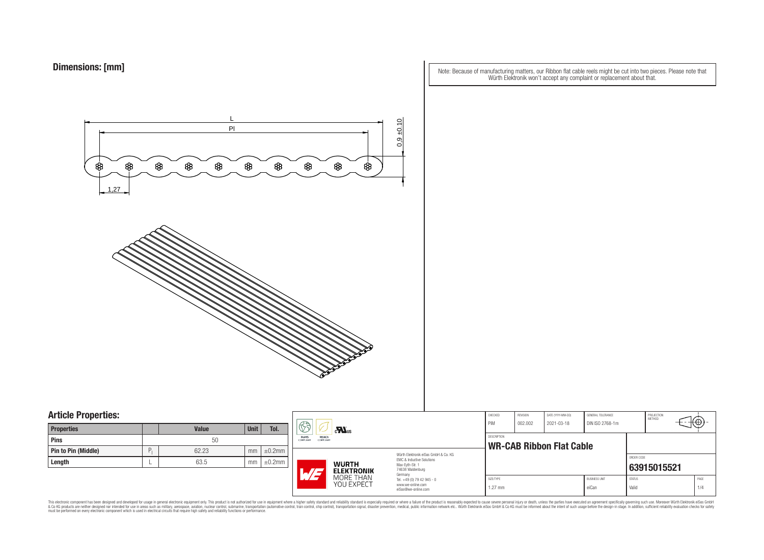# Dimensions: [mm]

L

Pl

0,9 ±0.10

1,27

Note: Because of manufacturing matters, our Ribbon flat cable reels might be cut into two pieces. Please note that Würth Elektronik won't accept any complaint or replacement about that.

## Article Properties:

| Properties | | Value | Unit | Tol. |
|---|---|---|---|---|
| Pins | | 50 | | |
| Pin to Pin (Middle) | $P_l$ | 62.23 | mm | ±0.2mm |
| Length | L | 63.5 | mm | ±0.2mm |

RoHS COMPLIANT | REACh COMPLIANT | cULus

Würth Elektronik eiSos GmbH & Co. KG
EMC & Inductive Solutions
Max-Eyth-Str. 1
74638 Waldenburg
Germany
Tel. +49 (0) 79 42 945 - 0
www.we-online.com
eiSos@we-online.com

WÜRTH ELEKTRONIK MORE THAN YOU EXPECT

| CHECKED | REVISION | DATE (YYYY-MM-DD) | GENERAL TOLERANCE | PROJECTION METHOD |
|---|---|---|---|---|
| PiM | 002.002 | 2021-03-18 | DIN ISO 2768-1m | |

DESCRIPTION
**WR-CAB Ribbon Flat Cable**

ORDER CODE
**63915015521**

| SIZE/TYPE | BUSINESS UNIT | STATUS | PAGE |
|---|---|---|---|
| 1.27 mm | eiCan | Valid | 1/4 |

This electronic component has been designed and developed for usage in general electronic equipment only. This product is not authorized for use in equipment where a higher safety standard and reliability standard is especially required or where a failure of the product is reasonably expected to cause severe personal injury or death, unless the parties have executed an agreement specifically governing such use. Moreover Würth Elektronik eiSos GmbH & Co KG products are neither designed nor intended for use in areas such as military, aerospace, aviation, nuclear control, submarine, transportation (automotive control, train control, ship control), transportation signal, disaster prevention, medical, public information network etc.. Würth Elektronik eiSos GmbH & Co KG must be informed about the intent of such usage before the design-in stage. In addition, sufficient reliability evaluation checks for safety must be performed on every electronic component which is used in electrical circuits that require high safety and reliability functions or performance.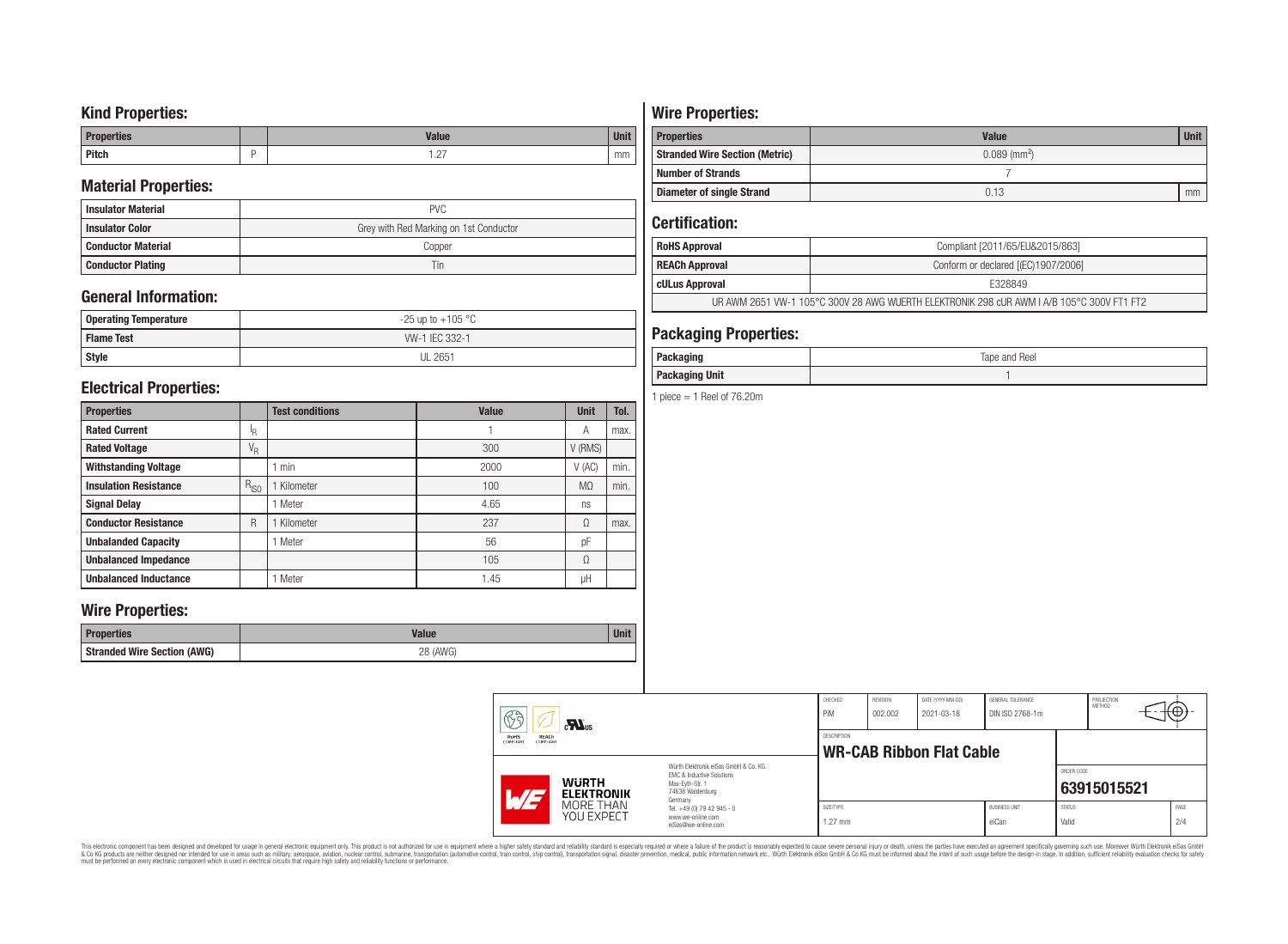## Kind Properties:

| Properties | | Value | Unit |
|---|---|---|---|
| Pitch | P | 1.27 | mm |

## Material Properties:

| | |
|---|---|
| Insulator Material | PVC |
| Insulator Color | Grey with Red Marking on 1st Conductor |
| Conductor Material | Copper |
| Conductor Plating | Tin |

## General Information:

| | |
|---|---|
| Operating Temperature | -25 up to +105 °C |
| Flame Test | VW-1 IEC 332-1 |
| Style | UL 2651 |

## Electrical Properties:

| Properties | | Test conditions | Value | Unit | Tol. |
|---|---|---|---|---|---|
| Rated Current | $I_R$ | | 1 | A | max. |
| Rated Voltage | $V_R$ | | 300 | V (RMS) | |
| Withstanding Voltage | | 1 min | 2000 | V (AC) | min. |
| Insulation Resistance | $R_{ISO}$ | 1 Kilometer | 100 | MΩ | min. |
| Signal Delay | | 1 Meter | 4.65 | ns | |
| Conductor Resistance | R | 1 Kilometer | 237 | Ω | max. |
| Unbalanded Capacity | | 1 Meter | 56 | pF | |
| Unbalanced Impedance | | | 105 | Ω | |
| Unbalanced Inductance | | 1 Meter | 1.45 | µH | |

## Wire Properties:

| Properties | Value | Unit |
|---|---|---|
| Stranded Wire Section (AWG) | 28 (AWG) | |

## Wire Properties:

| Properties | Value | Unit |
|---|---|---|
| Stranded Wire Section (Metric) | 0.089 ($mm^2$) | |
| Number of Strands | 7 | |
| Diameter of single Strand | 0.13 | mm |

## Certification:

| | |
|---|---|
| RoHS Approval | Compliant [2011/65/EU&2015/863] |
| REACh Approval | Conform or declared [(EC)1907/2006] |
| cULus Approval | E328849 |
| UR AWM 2651 VW-1 105°C 300V 28 AWG WUERTH ELEKTRONIK 298 cUR AWM I A/B 105°C 300V FT1 FT2 | |

## Packaging Properties:

| | |
|---|---|
| Packaging | Tape and Reel |
| Packaging Unit | 1 |

1 piece = 1 Reel of 76.20m

| CHECKED | REVISION | DATE (YYYY-MM-DD) | GENERAL TOLERANCE | PROJECTION METHOD |
|---|---|---|---|---|
| PiM | 002.002 | 2021-03-18 | DIN ISO 2768-1m | |

DESCRIPTION: **WR-CAB Ribbon Flat Cable**

ORDER CODE: **63915015521**

Würth Elektronik eiSos GmbH & Co. KG
EMC & Inductive Solutions
Max-Eyth-Str. 1
74638 Waldenburg
Germany
Tel. +49 (0) 79 42 945 - 0
www.we-online.com
eiSos@we-online.com

| SIZE/TYPE | BUSINESS UNIT | STATUS | PAGE |
|---|---|---|---|
| 1.27 mm | eiCan | Valid | 2/4 |

This electronic component has been designed and developed for usage in general electronic equipment only. This product is not authorized for use in equipment where a higher safety standard and reliability standard is especially required or where a failure of the product is reasonably expected to cause severe personal injury or death, unless the parties have executed an agreement specifically governing such use. Moreover Würth Elektronik eiSos GmbH & Co KG products are neither designed nor intended for use in areas such as military, aerospace, aviation, nuclear control, submarine, transportation (automotive control, train control, ship control), transportation signal, disaster prevention, medical, public information network etc.. Würth Elektronik eiSos GmbH & Co KG must be informed about the intent of such usage before the design-in stage. In addition, sufficient reliability evaluation checks for safety must be performed on every electronic component which is used in electrical circuits that require high safety and reliability functions or performance.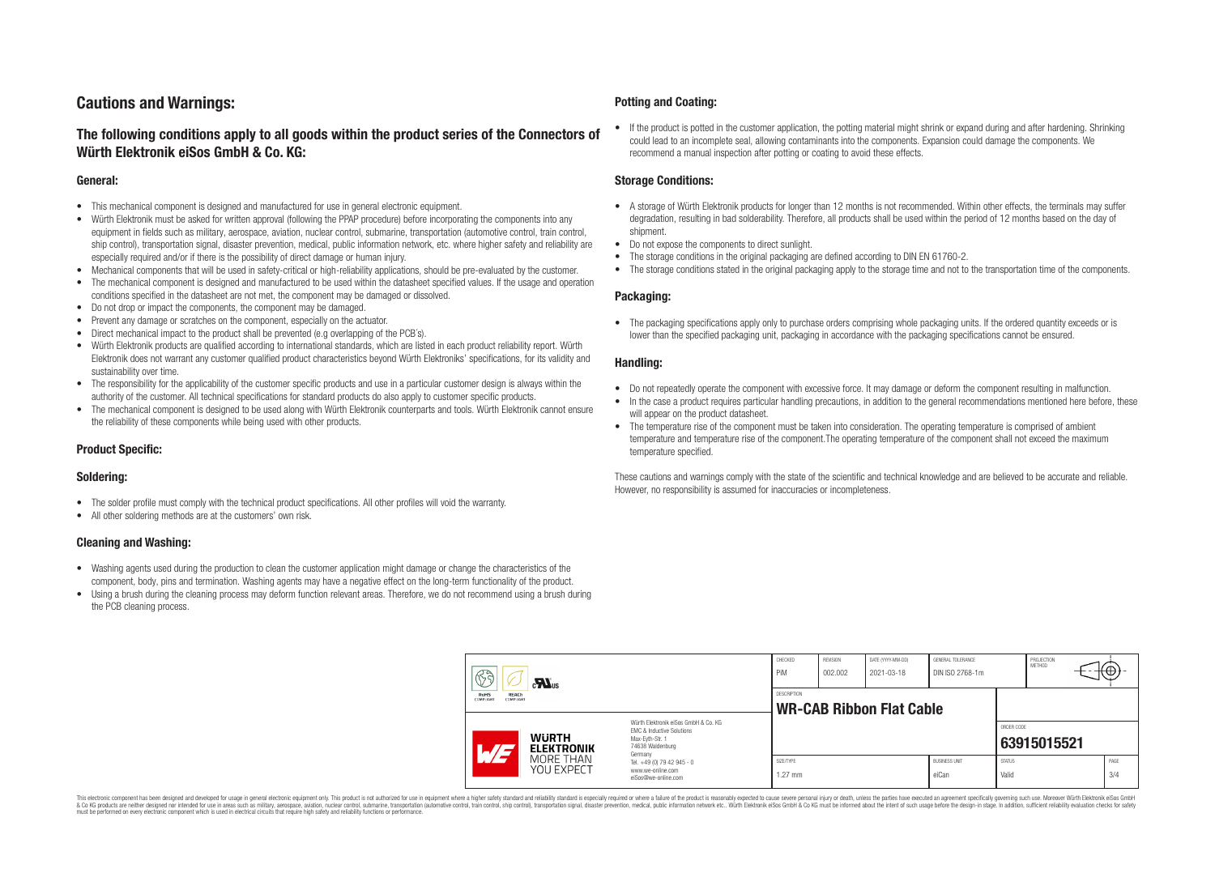## Cautions and Warnings:

### The following conditions apply to all goods within the product series of the Connectors of Würth Elektronik eiSos GmbH & Co. KG:

#### General:

- This mechanical component is designed and manufactured for use in general electronic equipment.
- Würth Elektronik must be asked for written approval (following the PPAP procedure) before incorporating the components into any equipment in fields such as military, aerospace, aviation, nuclear control, submarine, transportation (automotive control, train control, ship control), transportation signal, disaster prevention, medical, public information network, etc. where higher safety and reliability are especially required and/or if there is the possibility of direct damage or human injury.
- Mechanical components that will be used in safety-critical or high-reliability applications, should be pre-evaluated by the customer.
- The mechanical component is designed and manufactured to be used within the datasheet specified values. If the usage and operation conditions specified in the datasheet are not met, the component may be damaged or dissolved.
- Do not drop or impact the components, the component may be damaged.
- Prevent any damage or scratches on the component, especially on the actuator.
- Direct mechanical impact to the product shall be prevented (e.g overlapping of the PCB´s).
- Würth Elektronik products are qualified according to international standards, which are listed in each product reliability report. Würth Elektronik does not warrant any customer qualified product characteristics beyond Würth Elektroniks' specifications, for its validity and sustainability over time.
- The responsibility for the applicability of the customer specific products and use in a particular customer design is always within the authority of the customer. All technical specifications for standard products do also apply to customer specific products.
- The mechanical component is designed to be used along with Würth Elektronik counterparts and tools. Würth Elektronik cannot ensure the reliability of these components while being used with other products.

#### Product Specific:

#### Soldering:

- The solder profile must comply with the technical product specifications. All other profiles will void the warranty.
- All other soldering methods are at the customers' own risk.

#### Cleaning and Washing:

- Washing agents used during the production to clean the customer application might damage or change the characteristics of the component, body, pins and termination. Washing agents may have a negative effect on the long-term functionality of the product.
- Using a brush during the cleaning process may deform function relevant areas. Therefore, we do not recommend using a brush during the PCB cleaning process.

#### Potting and Coating:

- If the product is potted in the customer application, the potting material might shrink or expand during and after hardening. Shrinking could lead to an incomplete seal, allowing contaminants into the components. Expansion could damage the components. We recommend a manual inspection after potting or coating to avoid these effects.

#### Storage Conditions:

- A storage of Würth Elektronik products for longer than 12 months is not recommended. Within other effects, the terminals may suffer degradation, resulting in bad solderability. Therefore, all products shall be used within the period of 12 months based on the day of shipment.
- Do not expose the components to direct sunlight.
- The storage conditions in the original packaging are defined according to DIN EN 61760-2.
- The storage conditions stated in the original packaging apply to the storage time and not to the transportation time of the components.

#### Packaging:

- The packaging specifications apply only to purchase orders comprising whole packaging units. If the ordered quantity exceeds or is lower than the specified packaging unit, packaging in accordance with the packaging specifications cannot be ensured.

#### Handling:

- Do not repeatedly operate the component with excessive force. It may damage or deform the component resulting in malfunction.
- In the case a product requires particular handling precautions, in addition to the general recommendations mentioned here before, these will appear on the product datasheet.
- The temperature rise of the component must be taken into consideration. The operating temperature is comprised of ambient temperature and temperature rise of the component.The operating temperature of the component shall not exceed the maximum temperature specified.

These cautions and warnings comply with the state of the scientific and technical knowledge and are believed to be accurate and reliable. However, no responsibility is assumed for inaccuracies or incompleteness.

| CHECKED | REVISION | DATE (YYYY-MM-DD) | GENERAL TOLERANCE | PROJECTION METHOD |
|---|---|---|---|---|
| PiM | 002.002 | 2021-03-18 | DIN ISO 2768-1m | |
| DESCRIPTION | | | | |
| **WR-CAB Ribbon Flat Cable** | | | ORDER CODE | **63915015521** |
| SIZE/TYPE | | | BUSINESS UNIT | STATUS |
| 1.27 mm | | | eiCan | Valid |

Würth Elektronik eiSos GmbH & Co. KG
EMC & Inductive Solutions
Max-Eyth-Str. 1
74638 Waldenburg
Germany
Tel. +49 (0) 79 42 945 - 0
www.we-online.com
eiSos@we-online.com

This electronic component has been designed and developed for usage in general electronic equipment only. This product is not authorized for use in equipment where a higher safety standard and reliability standard is especially required or where a failure of the product is reasonably expected to cause severe personal injury or death, unless the parties have executed an agreement specifically governing such use. Moreover Würth Elektronik eiSos GmbH & Co KG products are neither designed nor intended for use in areas such as military, aerospace, aviation, nuclear control, submarine, transportation (automotive control, train control, ship control), transportation signal, disaster prevention, medical, public information network etc.. Würth Elektronik eiSos GmbH & Co KG must be informed about the intent of such usage before the design-in stage. In addition, sufficient reliability evaluation checks for safety must be performed on every electronic component which is used in electrical circuits that require high safety and reliability functions or performance.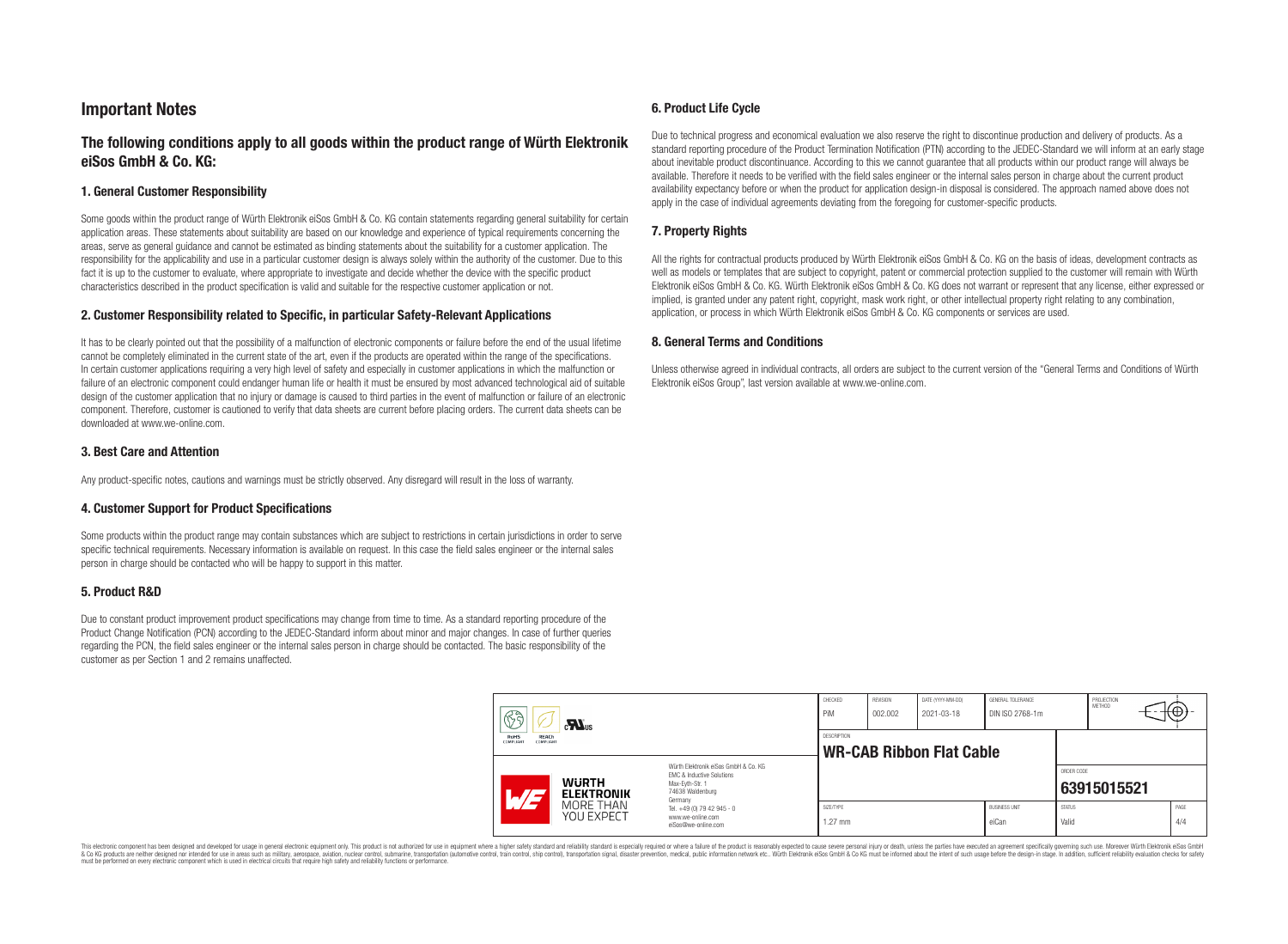# Important Notes

## The following conditions apply to all goods within the product range of Würth Elektronik eiSos GmbH & Co. KG:

### 1. General Customer Responsibility

Some goods within the product range of Würth Elektronik eiSos GmbH & Co. KG contain statements regarding general suitability for certain application areas. These statements about suitability are based on our knowledge and experience of typical requirements concerning the areas, serve as general guidance and cannot be estimated as binding statements about the suitability for a customer application. The responsibility for the applicability and use in a particular customer design is always solely within the authority of the customer. Due to this fact it is up to the customer to evaluate, where appropriate to investigate and decide whether the device with the specific product characteristics described in the product specification is valid and suitable for the respective customer application or not.

### 2. Customer Responsibility related to Specific, in particular Safety-Relevant Applications

It has to be clearly pointed out that the possibility of a malfunction of electronic components or failure before the end of the usual lifetime cannot be completely eliminated in the current state of the art, even if the products are operated within the range of the specifications. In certain customer applications requiring a very high level of safety and especially in customer applications in which the malfunction or failure of an electronic component could endanger human life or health it must be ensured by most advanced technological aid of suitable design of the customer application that no injury or damage is caused to third parties in the event of malfunction or failure of an electronic component. Therefore, customer is cautioned to verify that data sheets are current before placing orders. The current data sheets can be downloaded at www.we-online.com.

### 3. Best Care and Attention

Any product-specific notes, cautions and warnings must be strictly observed. Any disregard will result in the loss of warranty.

### 4. Customer Support for Product Specifications

Some products within the product range may contain substances which are subject to restrictions in certain jurisdictions in order to serve specific technical requirements. Necessary information is available on request. In this case the field sales engineer or the internal sales person in charge should be contacted who will be happy to support in this matter.

### 5. Product R&D

Due to constant product improvement product specifications may change from time to time. As a standard reporting procedure of the Product Change Notification (PCN) according to the JEDEC-Standard inform about minor and major changes. In case of further queries regarding the PCN, the field sales engineer or the internal sales person in charge should be contacted. The basic responsibility of the customer as per Section 1 and 2 remains unaffected.

### 6. Product Life Cycle

Due to technical progress and economical evaluation we also reserve the right to discontinue production and delivery of products. As a standard reporting procedure of the Product Termination Notification (PTN) according to the JEDEC-Standard we will inform at an early stage about inevitable product discontinuance. According to this we cannot guarantee that all products within our product range will always be available. Therefore it needs to be verified with the field sales engineer or the internal sales person in charge about the current product availability expectancy before or when the product for application design-in disposal is considered. The approach named above does not apply in the case of individual agreements deviating from the foregoing for customer-specific products.

### 7. Property Rights

All the rights for contractual products produced by Würth Elektronik eiSos GmbH & Co. KG on the basis of ideas, development contracts as well as models or templates that are subject to copyright, patent or commercial protection supplied to the customer will remain with Würth Elektronik eiSos GmbH & Co. KG. Würth Elektronik eiSos GmbH & Co. KG does not warrant or represent that any license, either expressed or implied, is granted under any patent right, copyright, mask work right, or other intellectual property right relating to any combination, application, or process in which Würth Elektronik eiSos GmbH & Co. KG components or services are used.

### 8. General Terms and Conditions

Unless otherwise agreed in individual contracts, all orders are subject to the current version of the "General Terms and Conditions of Würth Elektronik eiSos Group", last version available at www.we-online.com.

| | | | | | | | |
|---|---|---|---|---|---|---|---|
| RoHS COMPLIANT, REACh COMPLIANT, cULus | CHECKED PiM | REVISION 002.002 | DATE (YYYY-MM-DD) 2021-03-18 | GENERAL TOLERANCE DIN ISO 2768-1m | | PROJECTION METHOD | |
| | DESCRIPTION **WR-CAB Ribbon Flat Cable** | | | | | | |
| WÜRTH ELEKTRONIK MORE THAN YOU EXPECT — Würth Elektronik eiSos GmbH & Co. KG, EMC & Inductive Solutions, Max-Eyth-Str. 1, 74638 Waldenburg, Germany, Tel. +49 (0) 79 42 945 - 0, www.we-online.com, eiSos@we-online.com | | | | | ORDER CODE **63915015521** | | |
| | SIZE/TYPE 1.27 mm | | | BUSINESS UNIT eiCan | STATUS Valid | | PAGE 4/4 |

This electronic component has been designed and developed for usage in general electronic equipment only. This product is not authorized for use in equipment where a higher safety standard and reliability standard is especially required or where a failure of the product is reasonably expected to cause severe personal injury or death, unless the parties have executed an agreement specifically governing such use. Moreover Würth Elektronik eiSos GmbH & Co KG products are neither designed nor intended for use in areas such as military, aerospace, aviation, nuclear control, submarine, transportation (automotive control, train control, ship control), transportation signal, disaster prevention, medical, public information network etc.. Würth Elektronik eiSos GmbH & Co KG must be informed about the intent of such usage before the design-in stage. In addition, sufficient reliability evaluation checks for safety must be performed on every electronic component which is used in electrical circuits that require high safety and reliability functions or performance.